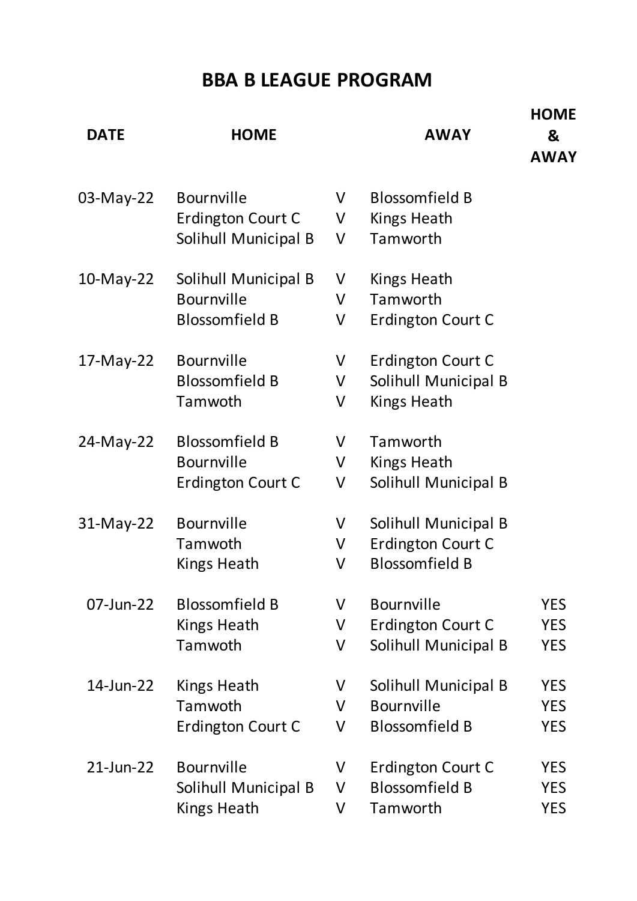# BBA B LEAGUE PROGRAM

| DATE | HOME | | AWAY | HOME & AWAY |
|---|---|---|---|---|
| 03-May-22 | Bournville | V | Blossomfield B | |
| | Erdington Court C | V | Kings Heath | |
| | Solihull Municipal B | V | Tamworth | |
| 10-May-22 | Solihull Municipal B | V | Kings Heath | |
| | Bournville | V | Tamworth | |
| | Blossomfield B | V | Erdington Court C | |
| 17-May-22 | Bournville | V | Erdington Court C | |
| | Blossomfield B | V | Solihull Municipal B | |
| | Tamwoth | V | Kings Heath | |
| 24-May-22 | Blossomfield B | V | Tamworth | |
| | Bournville | V | Kings Heath | |
| | Erdington Court C | V | Solihull Municipal B | |
| 31-May-22 | Bournville | V | Solihull Municipal B | |
| | Tamwoth | V | Erdington Court C | |
| | Kings Heath | V | Blossomfield B | |
| 07-Jun-22 | Blossomfield B | V | Bournville | YES |
| | Kings Heath | V | Erdington Court C | YES |
| | Tamwoth | V | Solihull Municipal B | YES |
| 14-Jun-22 | Kings Heath | V | Solihull Municipal B | YES |
| | Tamwoth | V | Bournville | YES |
| | Erdington Court C | V | Blossomfield B | YES |
| 21-Jun-22 | Bournville | V | Erdington Court C | YES |
| | Solihull Municipal B | V | Blossomfield B | YES |
| | Kings Heath | V | Tamworth | YES |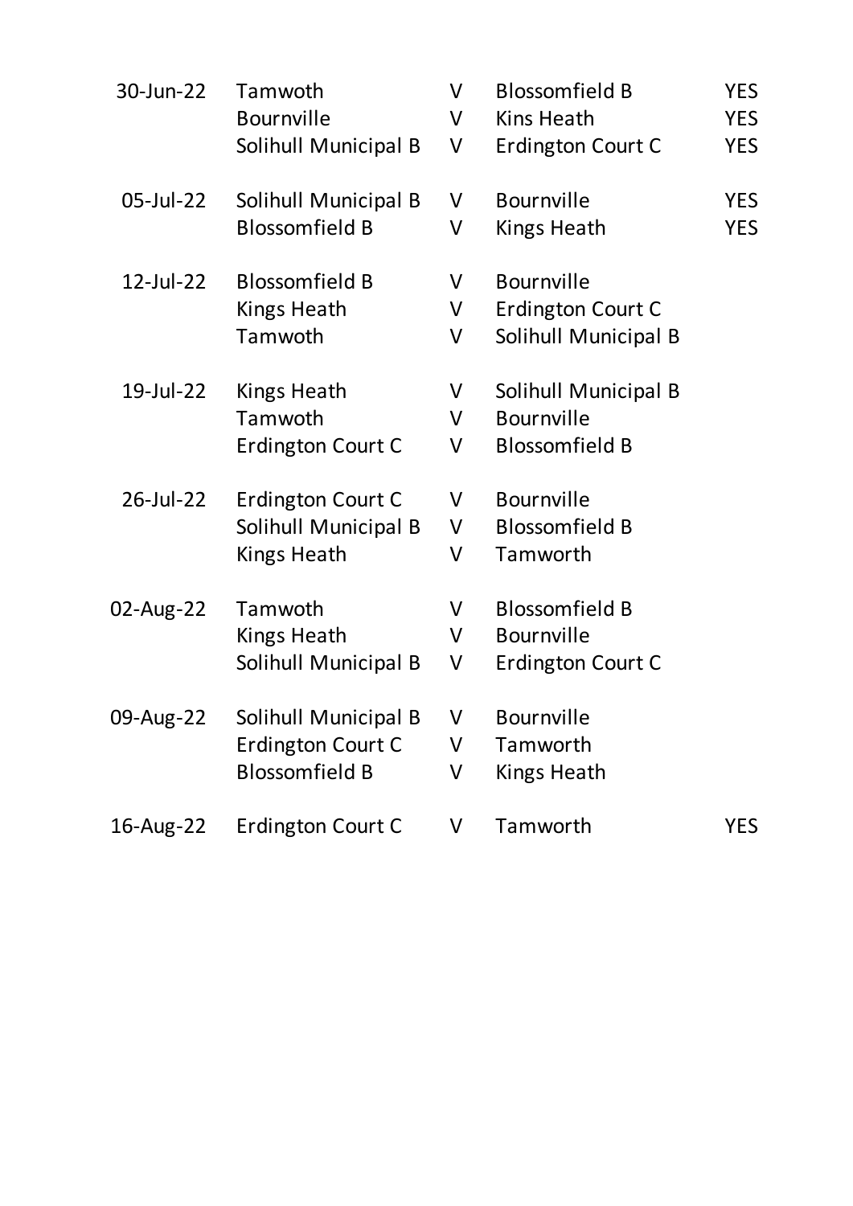| | | | | |
|---|---|---|---|---|
| 30-Jun-22 | Tamwoth | V | Blossomfield B | YES |
| | Bournville | V | Kins Heath | YES |
| | Solihull Municipal B | V | Erdington Court C | YES |
| 05-Jul-22 | Solihull Municipal B | V | Bournville | YES |
| | Blossomfield B | V | Kings Heath | YES |
| 12-Jul-22 | Blossomfield B | V | Bournville | |
| | Kings Heath | V | Erdington Court C | |
| | Tamwoth | V | Solihull Municipal B | |
| 19-Jul-22 | Kings Heath | V | Solihull Municipal B | |
| | Tamwoth | V | Bournville | |
| | Erdington Court C | V | Blossomfield B | |
| 26-Jul-22 | Erdington Court C | V | Bournville | |
| | Solihull Municipal B | V | Blossomfield B | |
| | Kings Heath | V | Tamworth | |
| 02-Aug-22 | Tamwoth | V | Blossomfield B | |
| | Kings Heath | V | Bournville | |
| | Solihull Municipal B | V | Erdington Court C | |
| 09-Aug-22 | Solihull Municipal B | V | Bournville | |
| | Erdington Court C | V | Tamworth | |
| | Blossomfield B | V | Kings Heath | |
| 16-Aug-22 | Erdington Court C | V | Tamworth | YES |